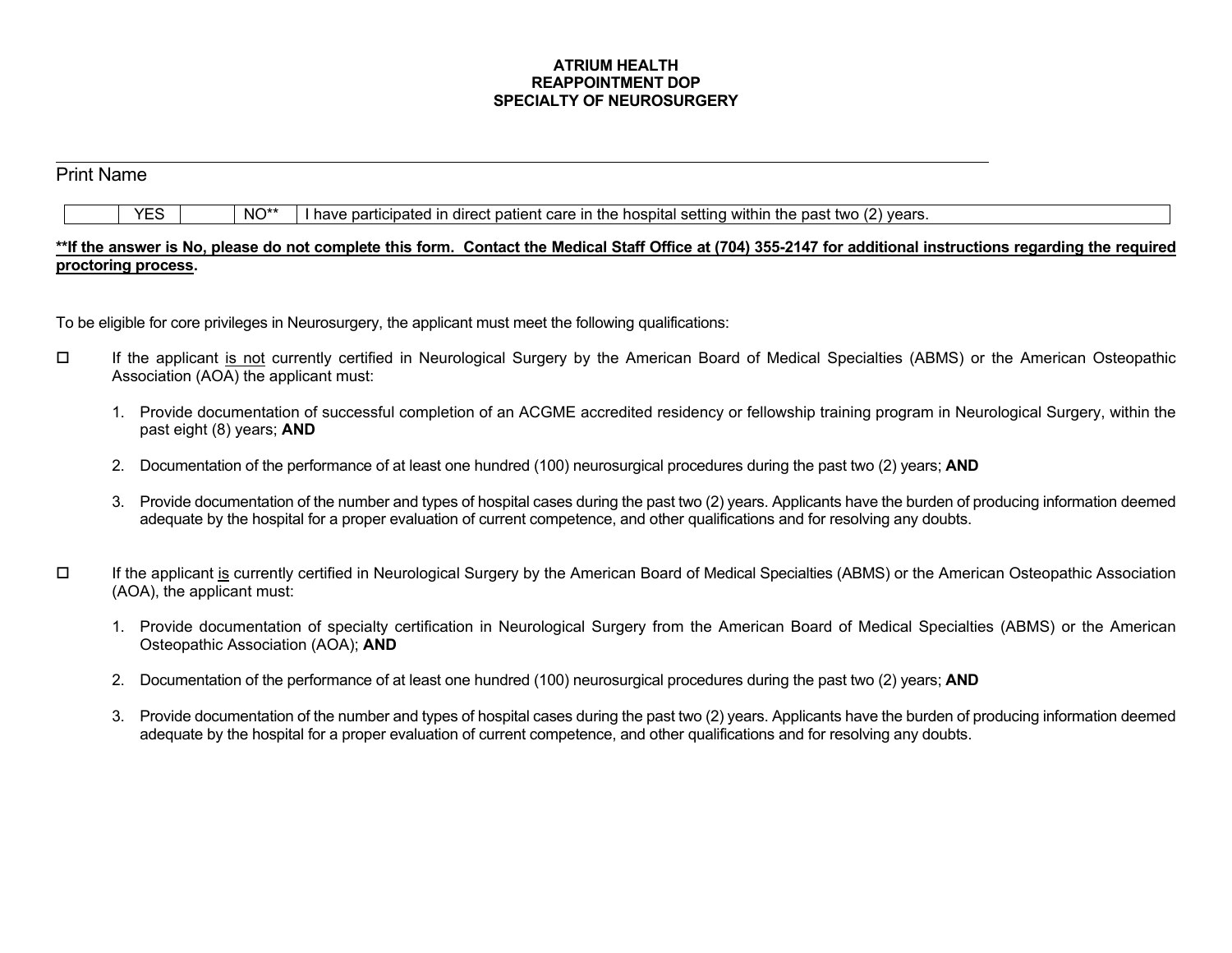**ATRIUM HEALTH**
**REAPPOINTMENT DOP**
**SPECIALTY OF NEUROSURGERY**

\_\_\_\_\_\_\_\_\_\_\_\_\_\_\_\_\_\_\_\_\_\_\_\_\_\_\_\_\_\_\_\_\_\_\_\_\_\_\_\_\_\_\_\_\_\_\_\_\_\_\_\_\_\_\_\_

Print Name

| | YES | | NO** | I have participated in direct patient care in the hospital setting within the past two (2) years. |
|---|---|---|---|---|

**<u>**If the answer is No, please do not complete this form. Contact the Medical Staff Office at (704) 355-2147 for additional instructions regarding the required proctoring process</u>.**

To be eligible for core privileges in Neurosurgery, the applicant must meet the following qualifications:

☐ If the applicant <u>is not</u> currently certified in Neurological Surgery by the American Board of Medical Specialties (ABMS) or the American Osteopathic Association (AOA) the applicant must:

1. Provide documentation of successful completion of an ACGME accredited residency or fellowship training program in Neurological Surgery, within the past eight (8) years; **AND**

2. Documentation of the performance of at least one hundred (100) neurosurgical procedures during the past two (2) years; **AND**

3. Provide documentation of the number and types of hospital cases during the past two (2) years. Applicants have the burden of producing information deemed adequate by the hospital for a proper evaluation of current competence, and other qualifications and for resolving any doubts.

☐ If the applicant <u>is</u> currently certified in Neurological Surgery by the American Board of Medical Specialties (ABMS) or the American Osteopathic Association (AOA), the applicant must:

1. Provide documentation of specialty certification in Neurological Surgery from the American Board of Medical Specialties (ABMS) or the American Osteopathic Association (AOA); **AND**

2. Documentation of the performance of at least one hundred (100) neurosurgical procedures during the past two (2) years; **AND**

3. Provide documentation of the number and types of hospital cases during the past two (2) years. Applicants have the burden of producing information deemed adequate by the hospital for a proper evaluation of current competence, and other qualifications and for resolving any doubts.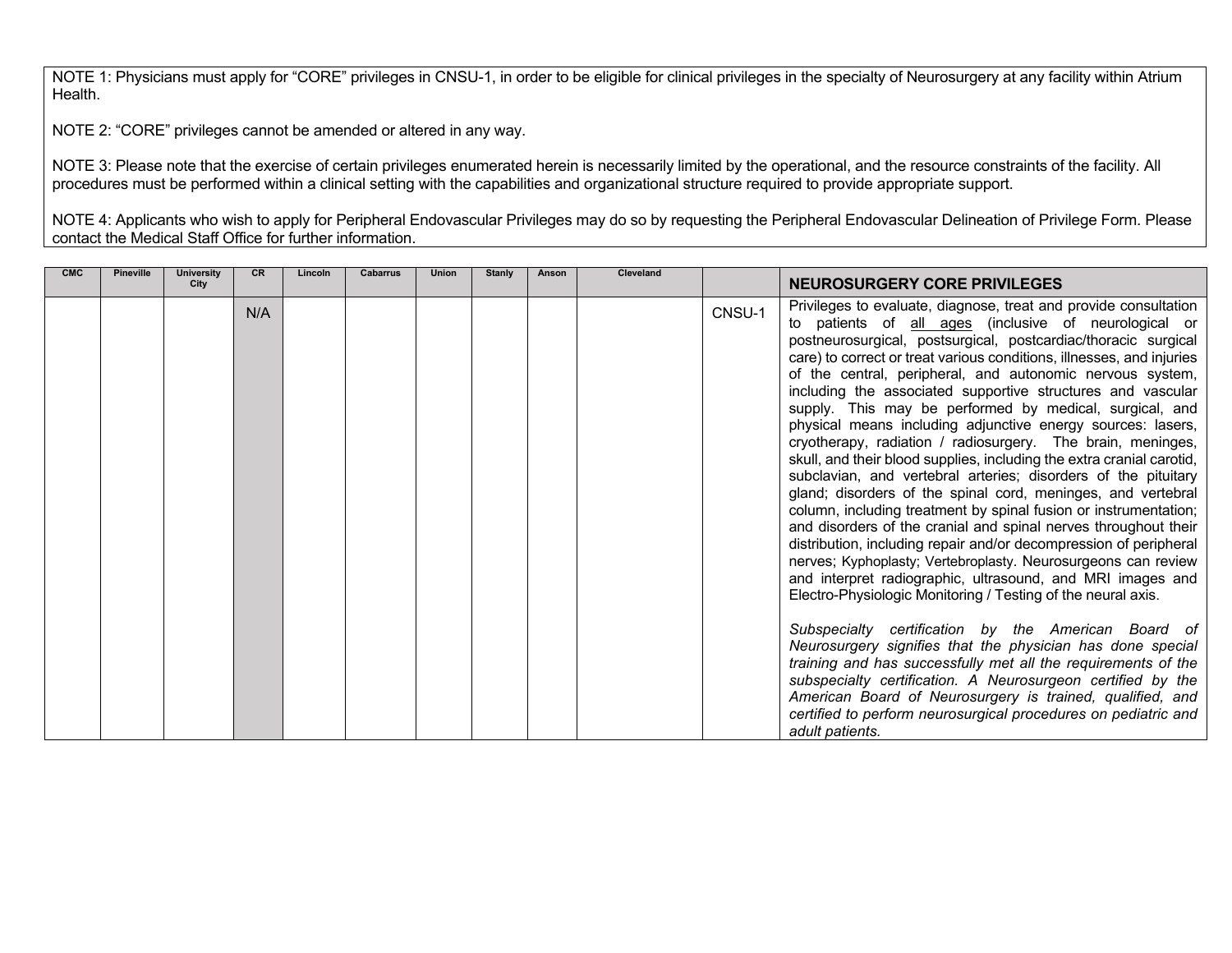NOTE 1: Physicians must apply for "CORE" privileges in CNSU-1, in order to be eligible for clinical privileges in the specialty of Neurosurgery at any facility within Atrium Health.

NOTE 2: "CORE" privileges cannot be amended or altered in any way.

NOTE 3: Please note that the exercise of certain privileges enumerated herein is necessarily limited by the operational, and the resource constraints of the facility. All procedures must be performed within a clinical setting with the capabilities and organizational structure required to provide appropriate support.

NOTE 4: Applicants who wish to apply for Peripheral Endovascular Privileges may do so by requesting the Peripheral Endovascular Delineation of Privilege Form. Please contact the Medical Staff Office for further information.

| CMC | Pineville | University City | CR | Lincoln | Cabarrus | Union | Stanly | Anson | Cleveland | | **NEUROSURGERY CORE PRIVILEGES** |
|---|---|---|---|---|---|---|---|---|---|---|---|
| | | | N/A | | | | | | | CNSU-1 | Privileges to evaluate, diagnose, treat and provide consultation to patients of all ages (inclusive of neurological or postneurosurgical, postsurgical, postcardiac/thoracic surgical care) to correct or treat various conditions, illnesses, and injuries of the central, peripheral, and autonomic nervous system, including the associated supportive structures and vascular supply. This may be performed by medical, surgical, and physical means including adjunctive energy sources: lasers, cryotherapy, radiation / radiosurgery. The brain, meninges, skull, and their blood supplies, including the extra cranial carotid, subclavian, and vertebral arteries; disorders of the pituitary gland; disorders of the spinal cord, meninges, and vertebral column, including treatment by spinal fusion or instrumentation; and disorders of the cranial and spinal nerves throughout their distribution, including repair and/or decompression of peripheral nerves; Kyphoplasty; Vertebroplasty. Neurosurgeons can review and interpret radiographic, ultrasound, and MRI images and Electro-Physiologic Monitoring / Testing of the neural axis.<br><br>*Subspecialty certification by the American Board of Neurosurgery signifies that the physician has done special training and has successfully met all the requirements of the subspecialty certification. A Neurosurgeon certified by the American Board of Neurosurgery is trained, qualified, and certified to perform neurosurgical procedures on pediatric and adult patients.* |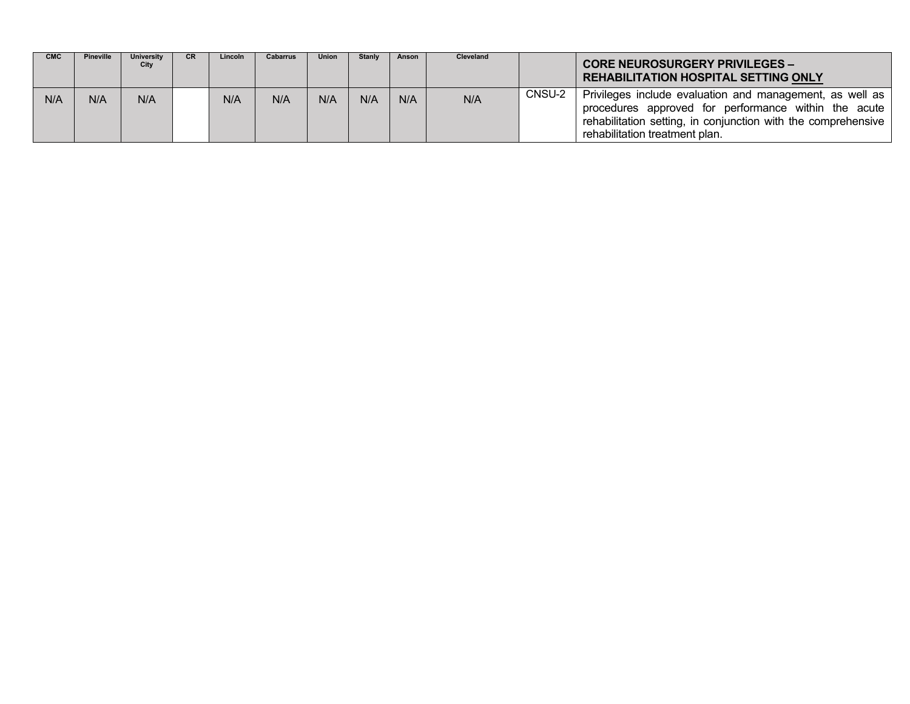| CMC | Pineville | University City | CR | Lincoln | Cabarrus | Union | Stanly | Anson | Cleveland | | **CORE NEUROSURGERY PRIVILEGES – REHABILITATION HOSPITAL SETTING ONLY** |
|---|---|---|---|---|---|---|---|---|---|---|---|
| N/A | N/A | N/A | | N/A | N/A | N/A | N/A | N/A | N/A | CNSU-2 | Privileges include evaluation and management, as well as procedures approved for performance within the acute rehabilitation setting, in conjunction with the comprehensive rehabilitation treatment plan. |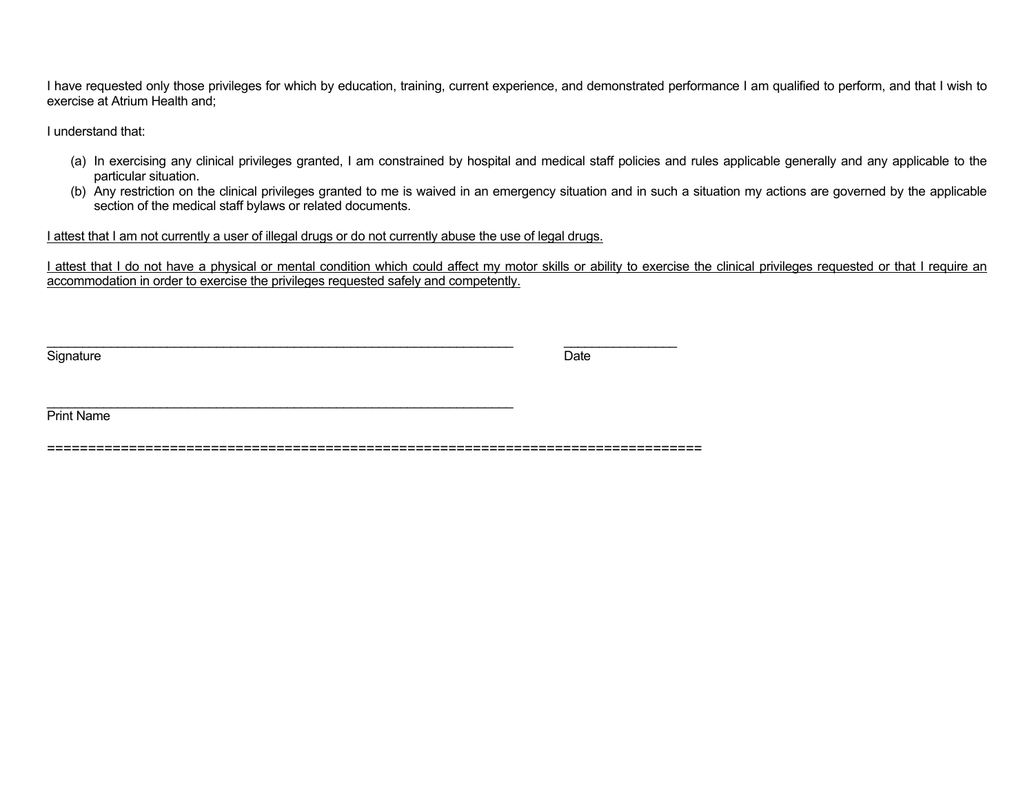I have requested only those privileges for which by education, training, current experience, and demonstrated performance I am qualified to perform, and that I wish to exercise at Atrium Health and;

I understand that:

(a) In exercising any clinical privileges granted, I am constrained by hospital and medical staff policies and rules applicable generally and any applicable to the particular situation.
(b) Any restriction on the clinical privileges granted to me is waived in an emergency situation and in such a situation my actions are governed by the applicable section of the medical staff bylaws or related documents.

<u>I attest that I am not currently a user of illegal drugs or do not currently abuse the use of legal drugs.</u>

<u>I attest that I do not have a physical or mental condition which could affect my motor skills or ability to exercise the clinical privileges requested or that I require an accommodation in order to exercise the privileges requested safely and competently.</u>

\_\_\_\_\_\_\_\_\_\_\_\_\_\_\_\_\_\_\_\_\_\_\_\_\_\_\_\_\_\_\_\_\_\_\_\_\_\_\_\_\_\_\_\_\_\_\_\_\_\_\_\_\_\_\_\_\_\_\_\_\_\_\_\_\_\_\_\_ \_\_\_\_\_\_\_\_\_\_\_\_\_\_\_\_\_\_
Signature Date

\_\_\_\_\_\_\_\_\_\_\_\_\_\_\_\_\_\_\_\_\_\_\_\_\_\_\_\_\_\_\_\_\_\_\_\_\_\_\_\_\_\_\_\_\_\_\_\_\_\_\_\_\_\_\_\_\_\_\_\_\_\_\_\_\_\_\_\_
Print Name

================================================================================